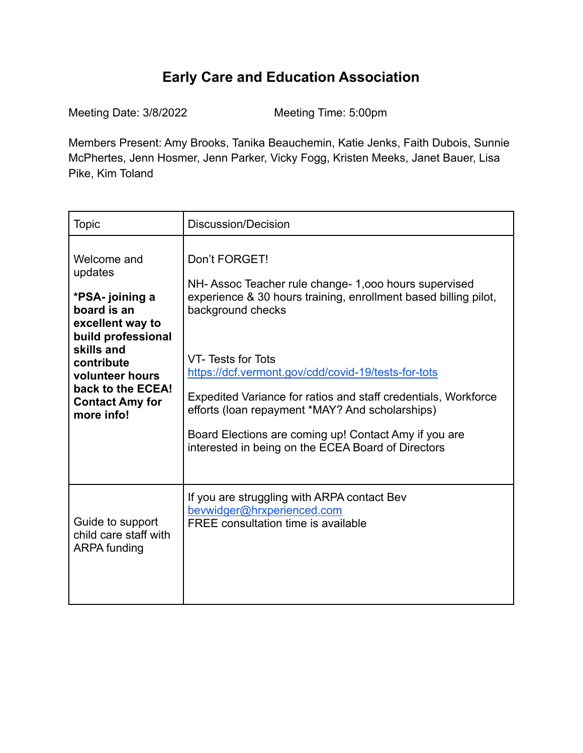# Early Care and Education Association

Meeting Date: 3/8/2022 Meeting Time: 5:00pm

Members Present: Amy Brooks, Tanika Beauchemin, Katie Jenks, Faith Dubois, Sunnie McPhertes, Jenn Hosmer, Jenn Parker, Vicky Fogg, Kristen Meeks, Janet Bauer, Lisa Pike, Kim Toland

| Topic | Discussion/Decision |
|---|---|
| Welcome and updates<br><br>**\*PSA- joining a board is an excellent way to build professional skills and contribute volunteer hours back to the ECEA! Contact Amy for more info!** | Don't FORGET!<br><br>NH- Assoc Teacher rule change- 1,ooo hours supervised experience & 30 hours training, enrollment based billing pilot, background checks<br><br>VT- Tests for Tots [https://dcf.vermont.gov/cdd/covid-19/tests-for-tots](https://dcf.vermont.gov/cdd/covid-19/tests-for-tots)<br><br>Expedited Variance for ratios and staff credentials, Workforce efforts (loan repayment \*MAY? And scholarships)<br><br>Board Elections are coming up! Contact Amy if you are interested in being on the ECEA Board of Directors |
| Guide to support child care staff with ARPA funding | If you are struggling with ARPA contact Bev [bevwidger@hrxperienced.com](mailto:bevwidger@hrxperienced.com)<br>FREE consultation time is available |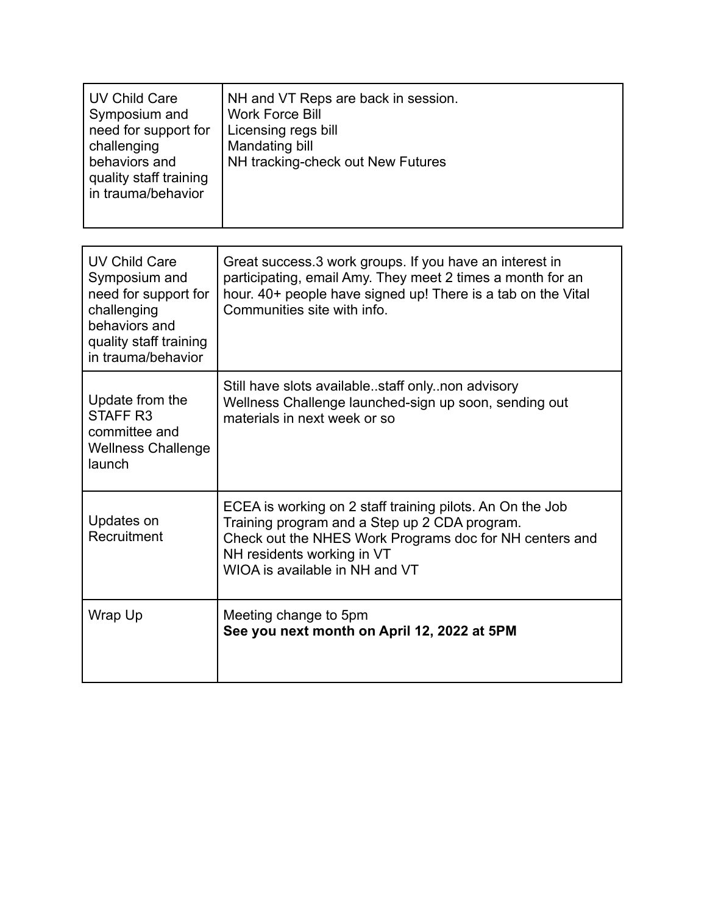| | |
|---|---|
| UV Child Care Symposium and need for support for challenging behaviors and quality staff training in trauma/behavior | NH and VT Reps are back in session.<br>Work Force Bill<br>Licensing regs bill<br>Mandating bill<br>NH tracking-check out New Futures |

| | |
|---|---|
| UV Child Care Symposium and need for support for challenging behaviors and quality staff training in trauma/behavior | Great success.3 work groups. If you have an interest in participating, email Amy. They meet 2 times a month for an hour. 40+ people have signed up! There is a tab on the Vital Communities site with info. |
| Update from the STAFF R3 committee and Wellness Challenge launch | Still have slots available..staff only..non advisory<br>Wellness Challenge launched-sign up soon, sending out materials in next week or so |
| Updates on Recruitment | ECEA is working on 2 staff training pilots. An On the Job Training program and a Step up 2 CDA program.<br>Check out the NHES Work Programs doc for NH centers and NH residents working in VT<br>WIOA is available in NH and VT |
| Wrap Up | Meeting change to 5pm<br>**See you next month on April 12, 2022 at 5PM** |